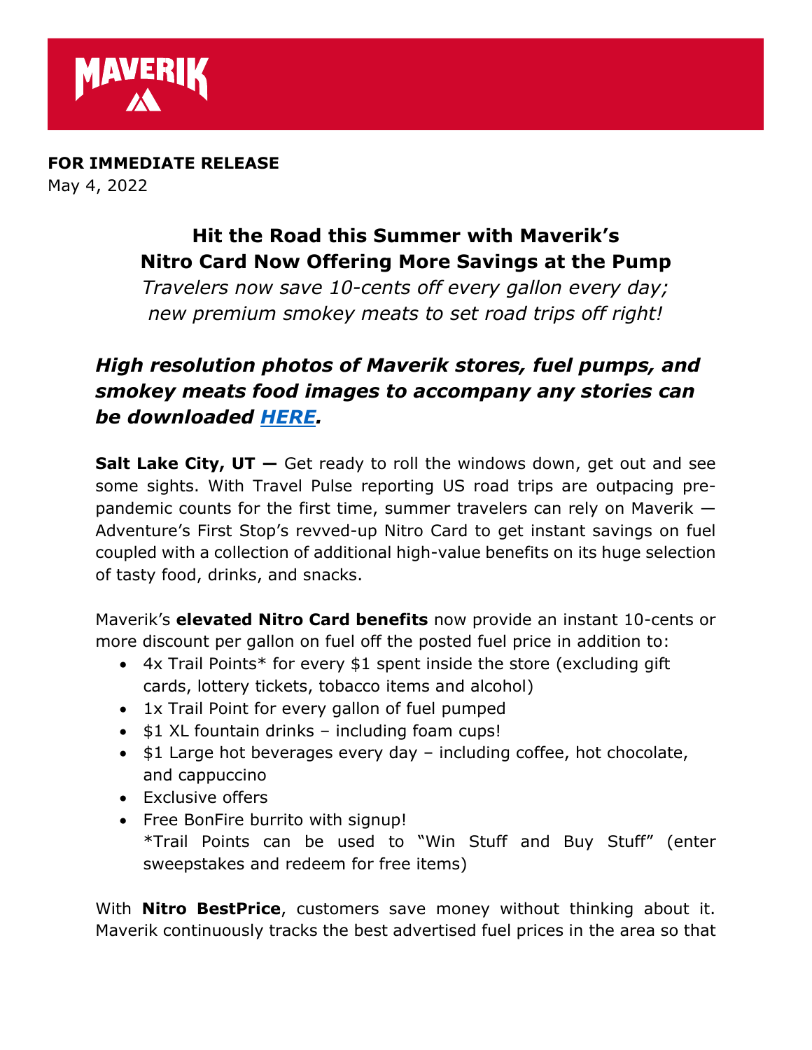MAVERIK

**FOR IMMEDIATE RELEASE**
May 4, 2022

# Hit the Road this Summer with Maverik's Nitro Card Now Offering More Savings at the Pump

*Travelers now save 10-cents off every gallon every day; new premium smokey meats to set road trips off right!*

***High resolution photos of Maverik stores, fuel pumps, and smokey meats food images to accompany any stories can be downloaded [HERE](HERE).***

**Salt Lake City, UT —** Get ready to roll the windows down, get out and see some sights. With Travel Pulse reporting US road trips are outpacing pre-pandemic counts for the first time, summer travelers can rely on Maverik — Adventure's First Stop's revved-up Nitro Card to get instant savings on fuel coupled with a collection of additional high-value benefits on its huge selection of tasty food, drinks, and snacks.

Maverik's **elevated Nitro Card benefits** now provide an instant 10-cents or more discount per gallon on fuel off the posted fuel price in addition to:

- 4x Trail Points* for every $1 spent inside the store (excluding gift cards, lottery tickets, tobacco items and alcohol)
- 1x Trail Point for every gallon of fuel pumped
- $1 XL fountain drinks – including foam cups!
- $1 Large hot beverages every day – including coffee, hot chocolate, and cappuccino
- Exclusive offers
- Free BonFire burrito with signup!
  *Trail Points can be used to "Win Stuff and Buy Stuff" (enter sweepstakes and redeem for free items)

With **Nitro BestPrice**, customers save money without thinking about it. Maverik continuously tracks the best advertised fuel prices in the area so that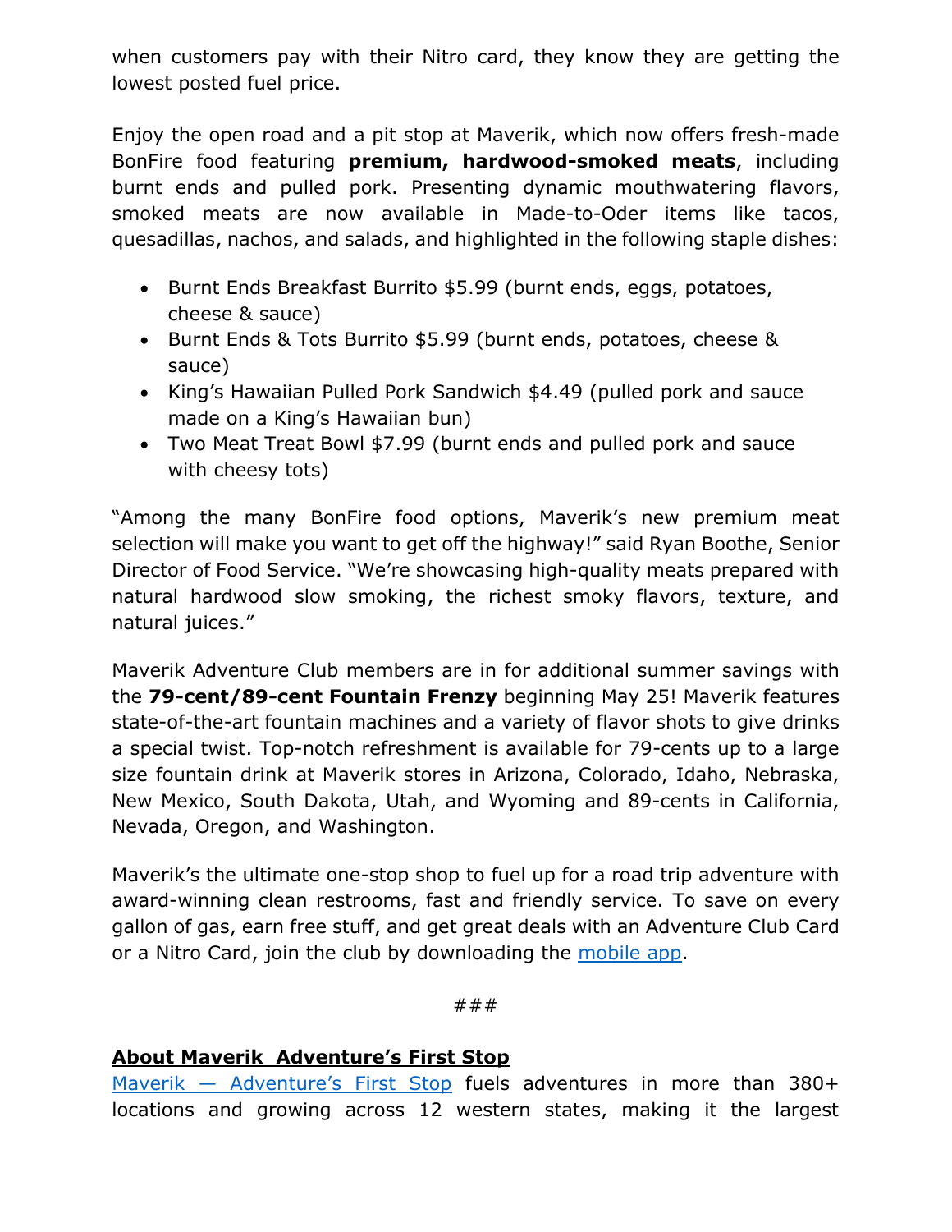when customers pay with their Nitro card, they know they are getting the lowest posted fuel price.

Enjoy the open road and a pit stop at Maverik, which now offers fresh-made BonFire food featuring **premium, hardwood-smoked meats**, including burnt ends and pulled pork. Presenting dynamic mouthwatering flavors, smoked meats are now available in Made-to-Oder items like tacos, quesadillas, nachos, and salads, and highlighted in the following staple dishes:

- Burnt Ends Breakfast Burrito $5.99 (burnt ends, eggs, potatoes, cheese & sauce)
- Burnt Ends & Tots Burrito $5.99 (burnt ends, potatoes, cheese & sauce)
- King's Hawaiian Pulled Pork Sandwich $4.49 (pulled pork and sauce made on a King's Hawaiian bun)
- Two Meat Treat Bowl $7.99 (burnt ends and pulled pork and sauce with cheesy tots)

"Among the many BonFire food options, Maverik's new premium meat selection will make you want to get off the highway!" said Ryan Boothe, Senior Director of Food Service. "We're showcasing high-quality meats prepared with natural hardwood slow smoking, the richest smoky flavors, texture, and natural juices."

Maverik Adventure Club members are in for additional summer savings with the **79-cent/89-cent Fountain Frenzy** beginning May 25! Maverik features state-of-the-art fountain machines and a variety of flavor shots to give drinks a special twist. Top-notch refreshment is available for 79-cents up to a large size fountain drink at Maverik stores in Arizona, Colorado, Idaho, Nebraska, New Mexico, South Dakota, Utah, and Wyoming and 89-cents in California, Nevada, Oregon, and Washington.

Maverik's the ultimate one-stop shop to fuel up for a road trip adventure with award-winning clean restrooms, fast and friendly service. To save on every gallon of gas, earn free stuff, and get great deals with an Adventure Club Card or a Nitro Card, join the club by downloading the mobile app.

###

**About Maverik  Adventure's First Stop**

Maverik — Adventure's First Stop fuels adventures in more than 380+ locations and growing across 12 western states, making it the largest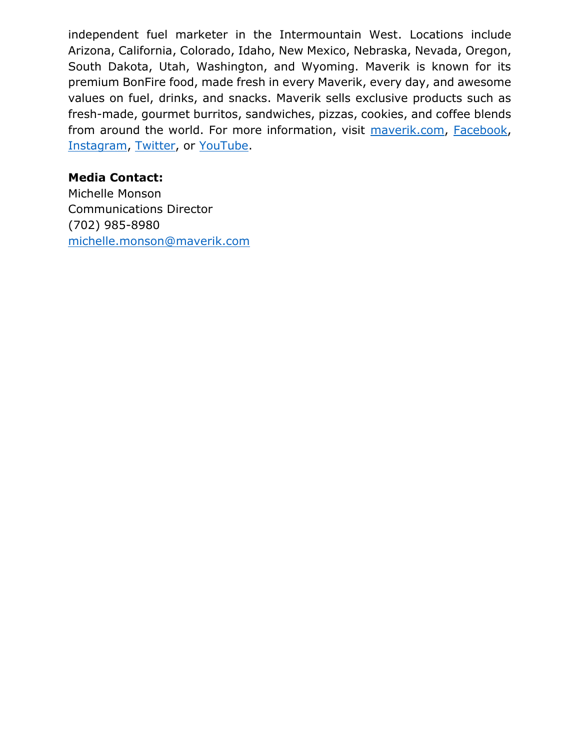independent fuel marketer in the Intermountain West. Locations include Arizona, California, Colorado, Idaho, New Mexico, Nebraska, Nevada, Oregon, South Dakota, Utah, Washington, and Wyoming. Maverik is known for its premium BonFire food, made fresh in every Maverik, every day, and awesome values on fuel, drinks, and snacks. Maverik sells exclusive products such as fresh-made, gourmet burritos, sandwiches, pizzas, cookies, and coffee blends from around the world. For more information, visit maverik.com, Facebook, Instagram, Twitter, or YouTube.

**Media Contact:**
Michelle Monson
Communications Director
(702) 985-8980
michelle.monson@maverik.com